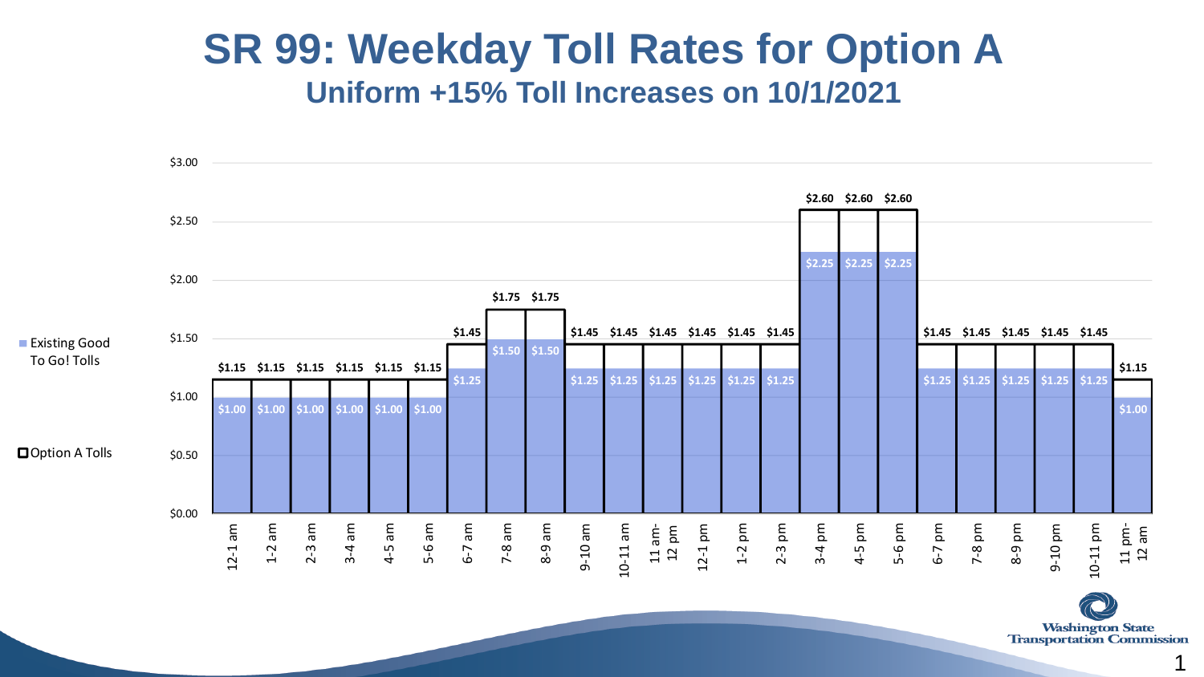# SR 99: Weekday Toll Rates for Option A

## Uniform +15% Toll Increases on 10/1/2021

| Time | Existing Good To Go! Tolls | Option A Tolls |
|---|---|---|
| 12-1 am | $1.00 | $1.15 |
| 1-2 am | $1.00 | $1.15 |
| 2-3 am | $1.00 | $1.15 |
| 3-4 am | $1.00 | $1.15 |
| 4-5 am | $1.00 | $1.15 |
| 5-6 am | $1.00 | $1.15 |
| 6-7 am | $1.25 | $1.45 |
| 7-8 am | $1.50 | $1.75 |
| 8-9 am | $1.50 | $1.75 |
| 9-10 am | $1.25 | $1.45 |
| 10-11 am | $1.25 | $1.45 |
| 11 am-12 pm | $1.25 | $1.45 |
| 12-1 pm | $1.25 | $1.45 |
| 1-2 pm | $1.25 | $1.45 |
| 2-3 pm | $1.25 | $1.45 |
| 3-4 pm | $2.25 | $2.60 |
| 4-5 pm | $2.25 | $2.60 |
| 5-6 pm | $2.25 | $2.60 |
| 6-7 pm | $1.25 | $1.45 |
| 7-8 pm | $1.25 | $1.45 |
| 8-9 pm | $1.25 | $1.45 |
| 9-10 pm | $1.25 | $1.45 |
| 10-11 pm | $1.25 | $1.45 |
| 11 pm-12 am | $1.00 | $1.15 |

Washington State Transportation Commission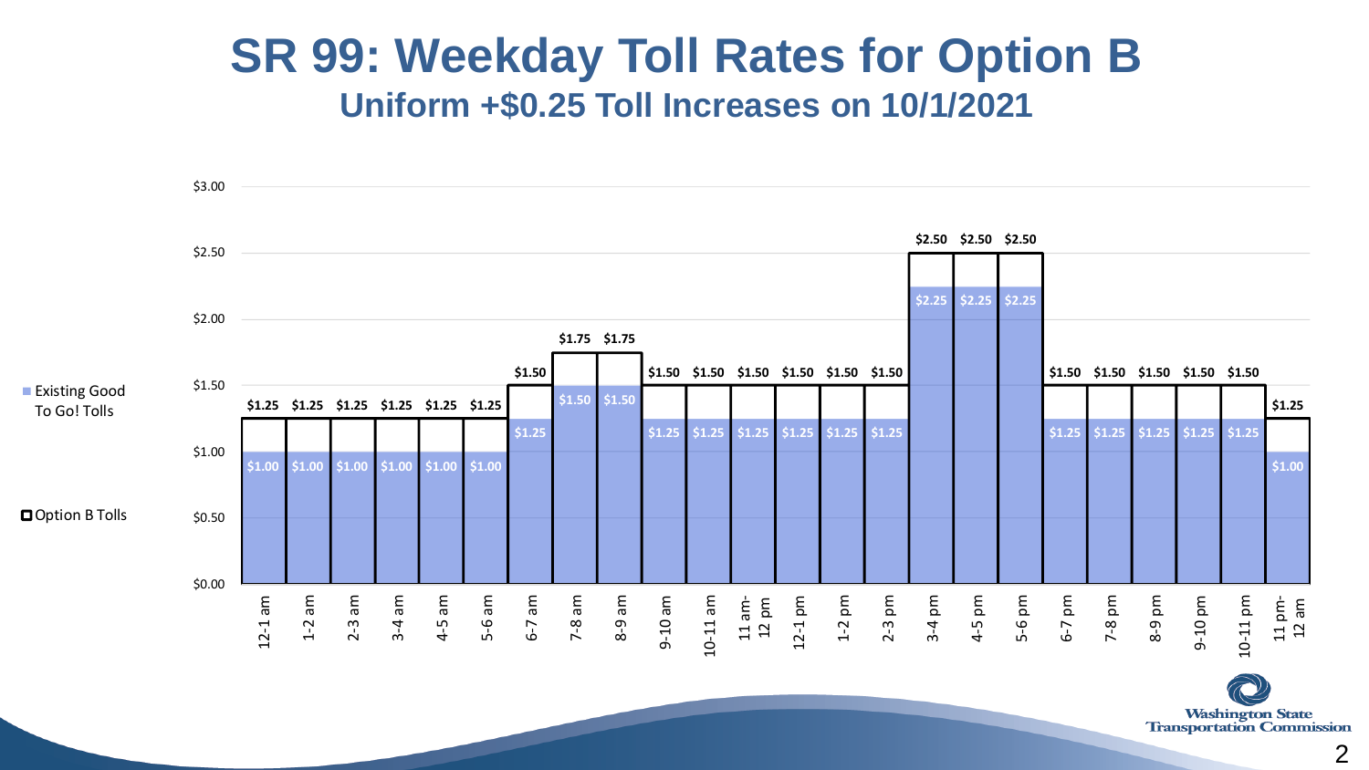# SR 99: Weekday Toll Rates for Option B

## Uniform +$0.25 Toll Increases on 10/1/2021

Existing Good To Go! Tolls

Option B Tolls

$3.00
$2.50
$2.00
$1.50
$1.00
$0.50
$0.00

$1.25 $1.25 $1.25 $1.25 $1.25 $1.25 $1.50 $1.75 $1.75 $1.50 $1.50 $1.50 $1.50 $1.50 $1.50 $2.50 $2.50 $2.50 $1.50 $1.50 $1.50 $1.50 $1.50 $1.25

$1.00 $1.00 $1.00 $1.00 $1.00 $1.00 $1.25 $1.50 $1.50 $1.25 $1.25 $1.25 $1.25 $1.25 $1.25 $2.25 $2.25 $2.25 $1.25 $1.25 $1.25 $1.25 $1.25 $1.00

12-1 am, 1-2 am, 2-3 am, 3-4 am, 4-5 am, 5-6 am, 6-7 am, 7-8 am, 8-9 am, 9-10 am, 10-11 am, 11 am-12 pm, 12-1 pm, 1-2 pm, 2-3 pm, 3-4 pm, 4-5 pm, 5-6 pm, 6-7 pm, 7-8 pm, 8-9 pm, 9-10 pm, 10-11 pm, 11 pm-12 am

Washington State Transportation Commission